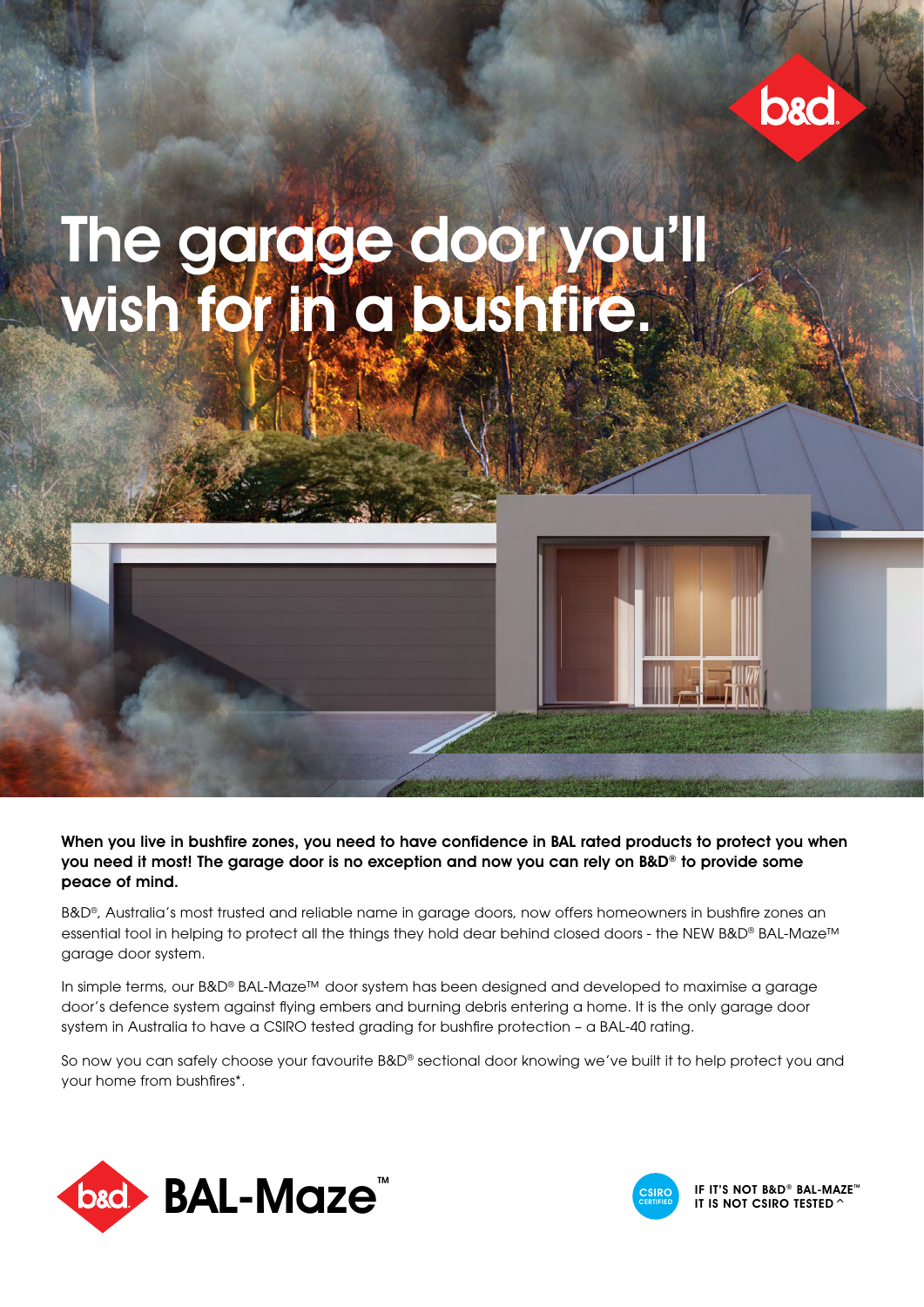# The garage door you'll wish for in a bushfire.

**When you live in bushfire zones, you need to have confidence in BAL rated products to protect you when you need it most! The garage door is no exception and now you can rely on B&D® to provide some peace of mind.**

B&D®, Australia's most trusted and reliable name in garage doors, now offers homeowners in bushfire zones an essential tool in helping to protect all the things they hold dear behind closed doors - the NEW B&D® BAL-Maze™ garage door system.

In simple terms, our B&D® BAL-Maze™ door system has been designed and developed to maximise a garage door's defence system against flying embers and burning debris entering a home. It is the only garage door system in Australia to have a CSIRO tested grading for bushfire protection – a BAL-40 rating.

So now you can safely choose your favourite B&D® sectional door knowing we've built it to help protect you and your home from bushfires*.

**BAL-Maze™**

CSIRO CERTIFIED

IF IT'S NOT B&D® BAL-MAZE™ IT IS NOT CSIRO TESTED ^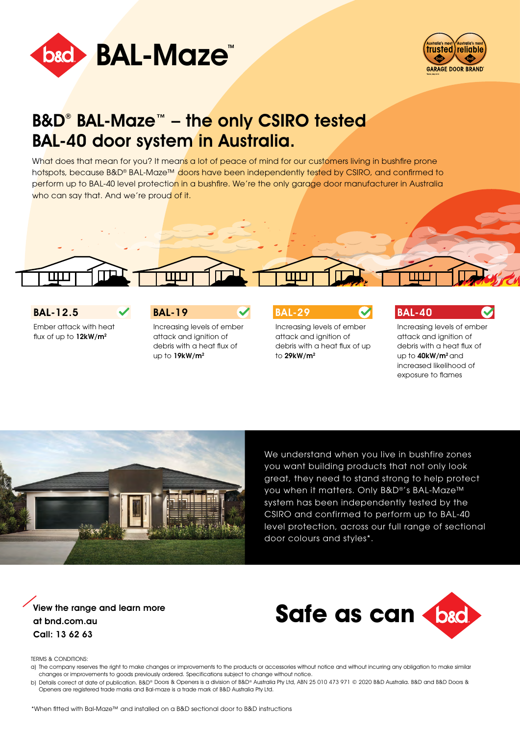# B&D® BAL-Maze™

Australia's most trusted · Australia's most reliable · GARAGE DOOR BRAND

## B&D® BAL-Maze™ – the only CSIRO tested BAL-40 door system in Australia.

What does that mean for you? It means a lot of peace of mind for our customers living in bushfire prone hotspots, because B&D® BAL-Maze™ doors have been independently tested by CSIRO, and confirmed to perform up to BAL-40 level protection in a bushfire. We're the only garage door manufacturer in Australia who can say that. And we're proud of it.

**BAL-12.5** ✓
Ember attack with heat flux of up to **12kW/m²**

**BAL-19** ✓
Increasing levels of ember attack and ignition of debris with a heat flux of up to **19kW/m²**

**BAL-29** ✓
Increasing levels of ember attack and ignition of debris with a heat flux of up to **29kW/m²**

**BAL-40** ✓
Increasing levels of ember attack and ignition of debris with a heat flux of up to **40kW/m²** and increased likelihood of exposure to flames

We understand when you live in bushfire zones you want building products that not only look great, they need to stand strong to help protect you when it matters. Only B&D®'s BAL-Maze™ system has been independently tested by the CSIRO and confirmed to perform up to BAL-40 level protection, across our full range of sectional door colours and styles*.

**View the range and learn more at bnd.com.au**
**Call: 13 62 63**

**Safe as can b&d**

TERMS & CONDITIONS:

a) The company reserves the right to make changes or improvements to the products or accessories without notice and without incurring any obligation to make similar changes or improvements to goods previously ordered. Specifications subject to change without notice.

b) Details correct at date of publication. B&D® Doors & Openers is a division of B&D® Australia Pty Ltd, ABN 25 010 473 971 © 2020 B&D Australia. B&D and B&D Doors & Openers are registered trade marks and Bal-maze is a trade mark of B&D Australia Pty Ltd.

*When fitted with Bal-Maze™ and installed on a B&D sectional door to B&D instructions